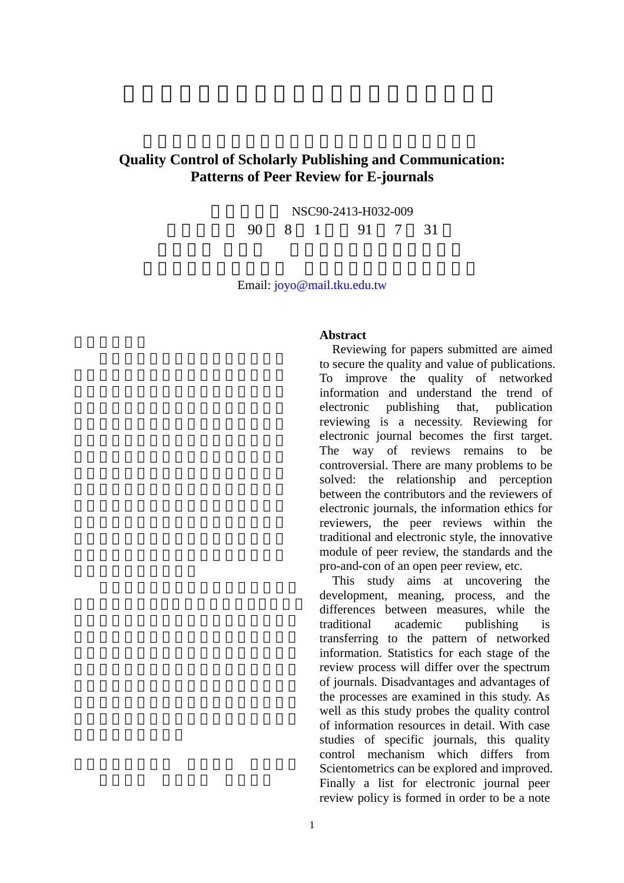# Quality Control of Scholarly Publishing and Communication: Patterns of Peer Review for E-journals

NSC90-2413-H032-009

90 8 1 91 7 31

Email: joyo@mail.tku.edu.tw

**Abstract**

Reviewing for papers submitted are aimed to secure the quality and value of publications. To improve the quality of networked information and understand the trend of electronic publishing that, publication reviewing is a necessity. Reviewing for electronic journal becomes the first target. The way of reviews remains to be controversial. There are many problems to be solved: the relationship and perception between the contributors and the reviewers of electronic journals, the information ethics for reviewers, the peer reviews within the traditional and electronic style, the innovative module of peer review, the standards and the pro-and-con of an open peer review, etc.

This study aims at uncovering the development, meaning, process, and the differences between measures, while the traditional academic publishing is transferring to the pattern of networked information. Statistics for each stage of the review process will differ over the spectrum of journals. Disadvantages and advantages of the processes are examined in this study. As well as this study probes the quality control of information resources in detail. With case studies of specific journals, this quality control mechanism which differs from Scientometrics can be explored and improved. Finally a list for electronic journal peer review policy is formed in order to be a note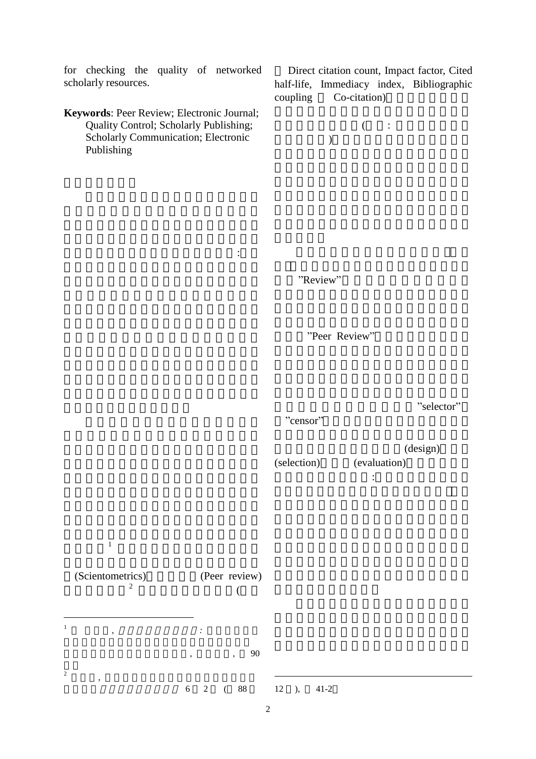for checking the quality of networked scholarly resources.

**Keywords**: Peer Review; Electronic Journal; Quality Control; Scholarly Publishing; Scholarly Communication; Electronic Publishing

:

[1]

(Scientometrics) (Peer review)

[2] (

Direct citation count, Impact factor, Cited half-life, Immediacy index, Bibliographic coupling Co-citation)

( :

)

"Review"

"Peer Review"

"selector"

"censor"

(design)

(selection) (evaluation)

:

---

1 , : , , 90

2 , 6 2 ( 88 12 ), 41-2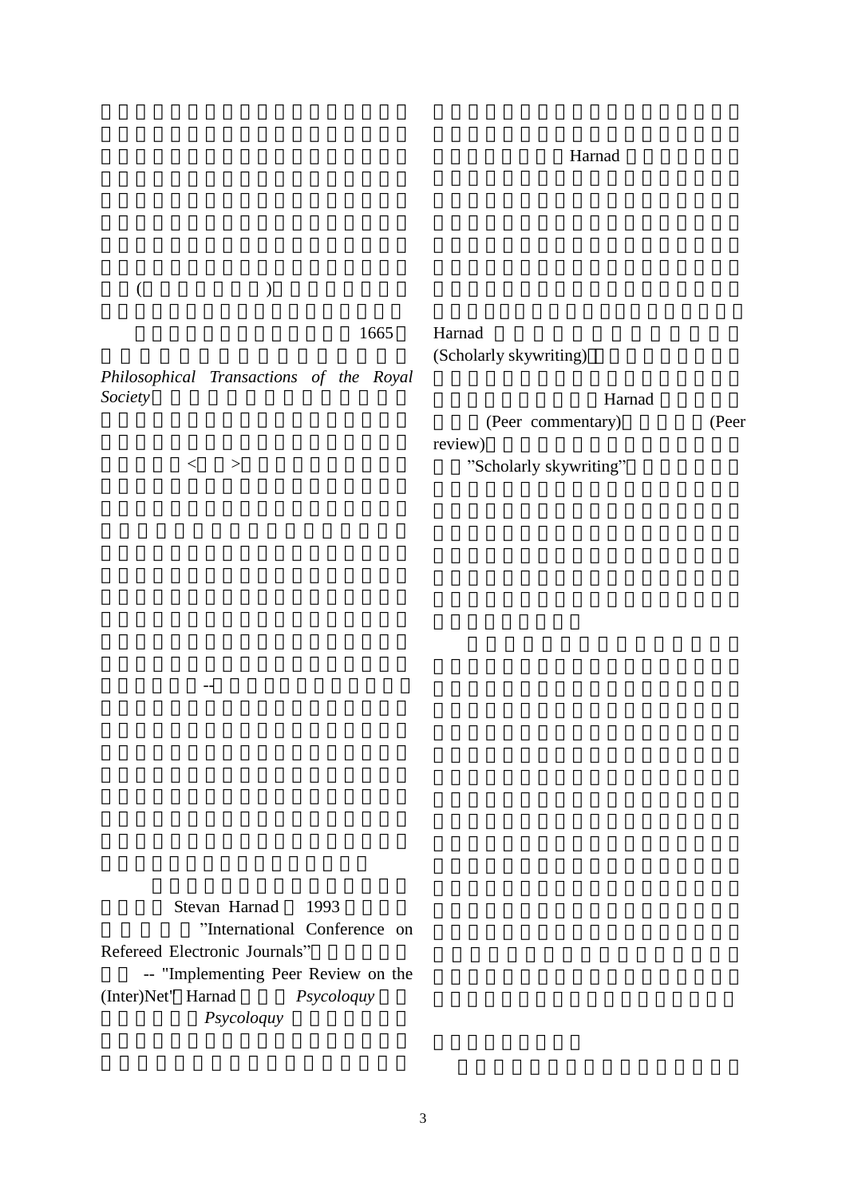( )

1665

*Philosophical Transactions of the Royal Society*

< >

--

Stevan Harnad 1993

"International Conference on Refereed Electronic Journals"

-- "Implementing Peer Review on the (Inter)Net" Harnad *Psycoloquy*

*Psycoloquy*

Harnad

Harnad

(Scholarly skywriting)

Harnad

(Peer commentary) (Peer review)

"Scholarly skywriting"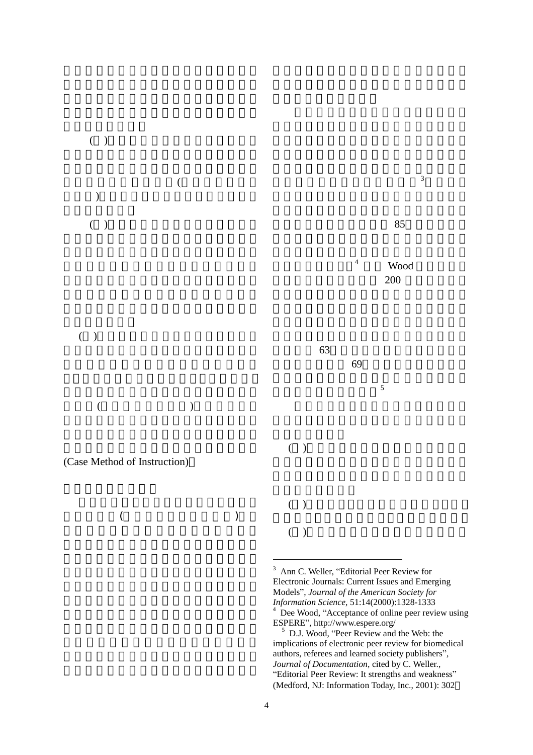( )

(

)

( )

( )

( )

(Case Method of Instruction)

( )

[3]

85

[4] Wood

200

63

69

[5]

( )

( )

( )

---

[3] Ann C. Weller, "Editorial Peer Review for Electronic Journals: Current Issues and Emerging Models", *Journal of the American Society for Information Science*, 51:14(2000):1328-1333

[4] Dee Wood, "Acceptance of online peer review using ESPERE", http://www.espere.org/

[5] D.J. Wood, "Peer Review and the Web: the implications of electronic peer review for biomedical authors, referees and learned society publishers", *Journal of Documentation*, cited by C. Weller., "Editorial Peer Review: It strengths and weakness" (Medford, NJ: Information Today, Inc., 2001): 302。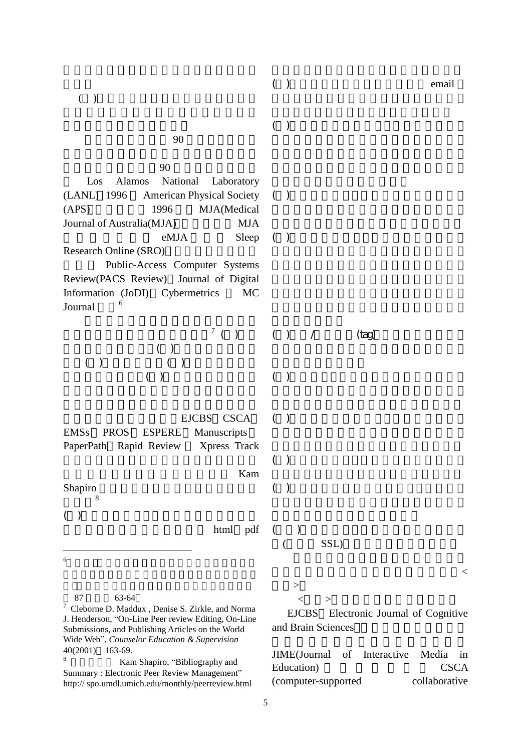(  )

90

90

Los Alamos National Laboratory (LANL) 1996 American Physical Society (APS) 1996 MJA(Medical Journal of Australia(MJA) MJA eMJA Sleep Research Online (SRO)

Public-Access Computer Systems Review(PACS Review) Journal of Digital Information (JoDI) Cybermetrics MC Journal [6]

[7] (  ) (  ) (  ) (  ) (  )

EJCBS CSCA EMSs PROS ESPERE Manuscripts PaperPath Rapid Review Xpress Track

Kam Shapiro [8]

(  ) html pdf

(  ) email

(  )

(  )

(  )

(  ) / (tag)

(  )

(  )

(  )

(  )

(  ) ( SSL)

< >

< >

EJCBS Electronic Journal of Cognitive and Brain Sciences

JIME(Journal of Interactive Media in Education) CSCA (computer-supported collaborative

---

6 87 63-64

7 Cleborne D. Maddux , Denise S. Zirkle, and Norma J. Henderson, "On-Line Peer review Editing, On-Line Submissions, and Publishing Articles on the World Wide Web", *Counselor Education & Supervision* 40(2001) 163-69.

8 Kam Shapiro, "Bibliography and Summary : Electronic Peer Review Management" http:// spo.umdl.umich.edu/monthly/peerreview.html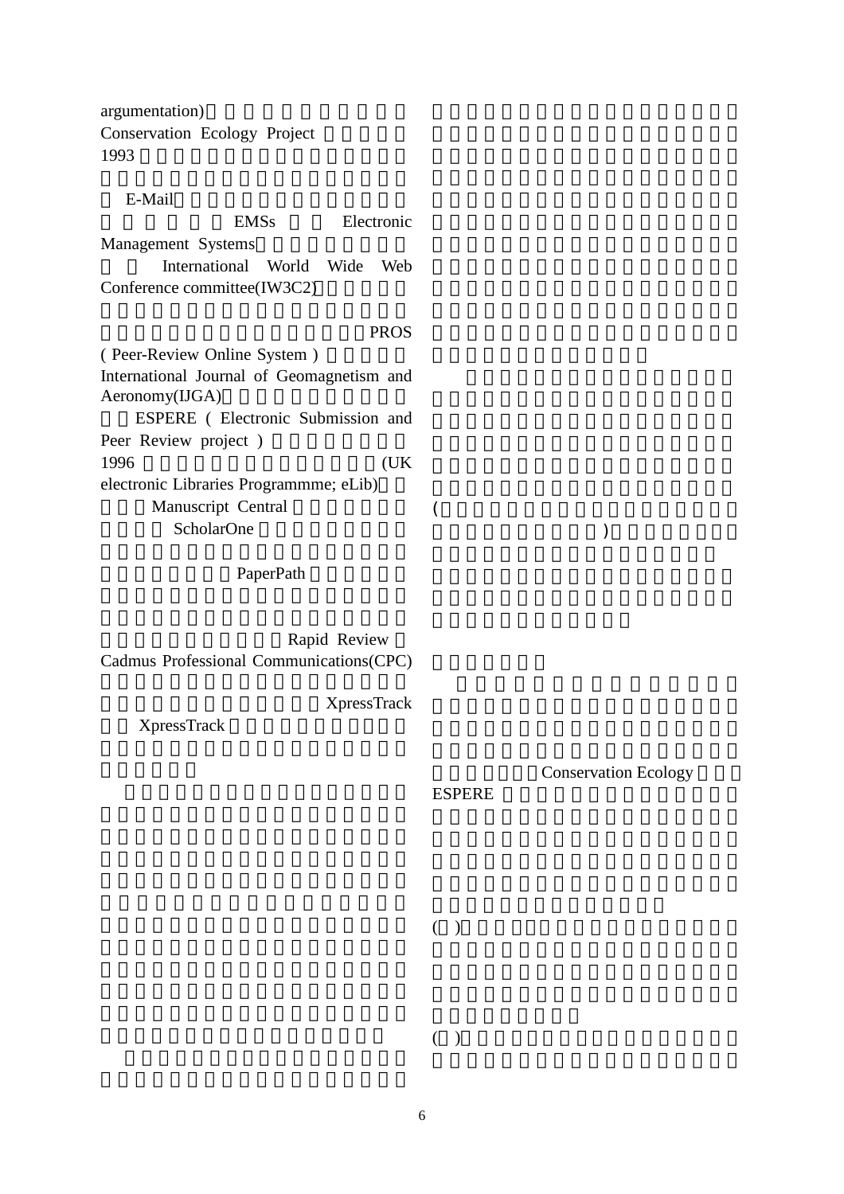argumentation)

Conservation Ecology Project

1993

E-Mail

EMSs Electronic Management Systems

International World Wide Web Conference committee(IW3C2)

PROS ( Peer-Review Online System )

International Journal of Geomagnetism and Aeronomy(IJGA)

ESPERE ( Electronic Submission and Peer Review project )

1996 (UK electronic Libraries Programmme; eLib)

Manuscript Central

ScholarOne

PaperPath

Rapid Review

Cadmus Professional Communications(CPC)

XpressTrack

XpressTrack

(

)

Conservation Ecology

ESPERE

( )

( )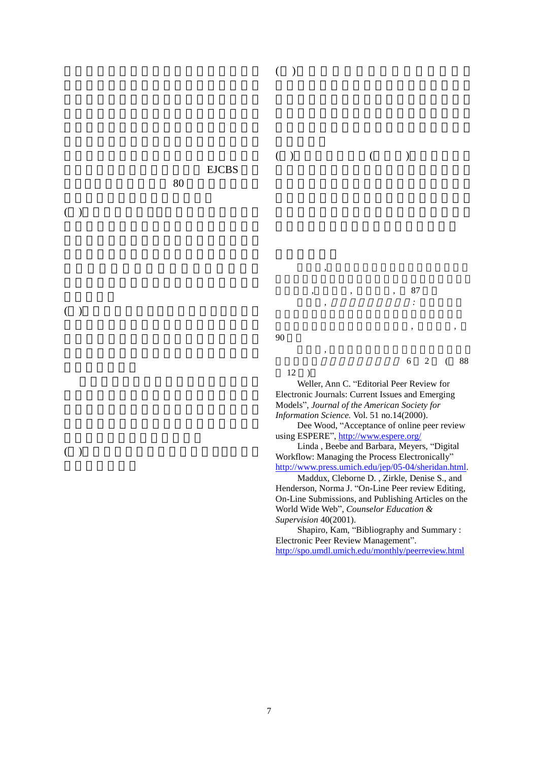EJCBS

80

( )

( )

( )

( )

( )

( ) ( )

,

, , , 87

, :

, ,

90

,

6 2 ( 88

12 )

Weller, Ann C. "Editorial Peer Review for Electronic Journals: Current Issues and Emerging Models", *Journal of the American Society for Information Science.* Vol. 51 no.14(2000).

Dee Wood, "Acceptance of online peer review using ESPERE", http://www.espere.org/

Linda , Beebe and Barbara, Meyers, "Digital Workflow: Managing the Process Electronically" http://www.press.umich.edu/jep/05-04/sheridan.html.

Maddux, Cleborne D. , Zirkle, Denise S., and Henderson, Norma J. "On-Line Peer review Editing, On-Line Submissions, and Publishing Articles on the World Wide Web", *Counselor Education & Supervision* 40(2001).

Shapiro, Kam, "Bibliography and Summary : Electronic Peer Review Management". http://spo.umdl.umich.edu/monthly/peerreview.html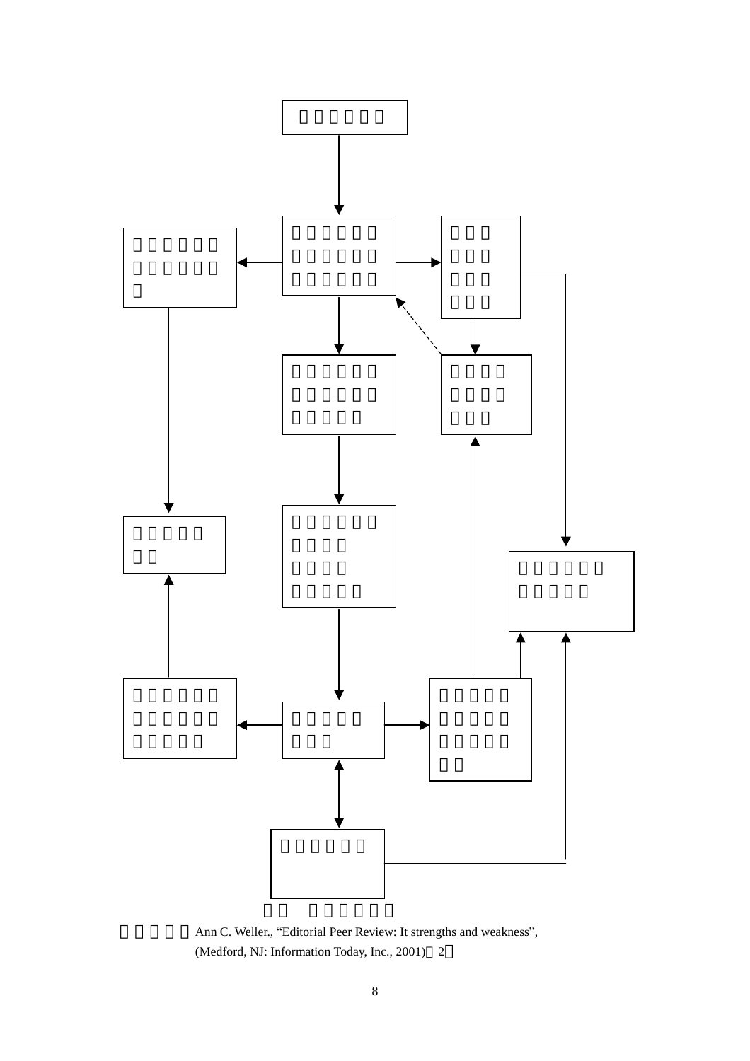Ann C. Weller., “Editorial Peer Review: It strengths and weakness”, (Medford, NJ: Information Today, Inc., 2001) 2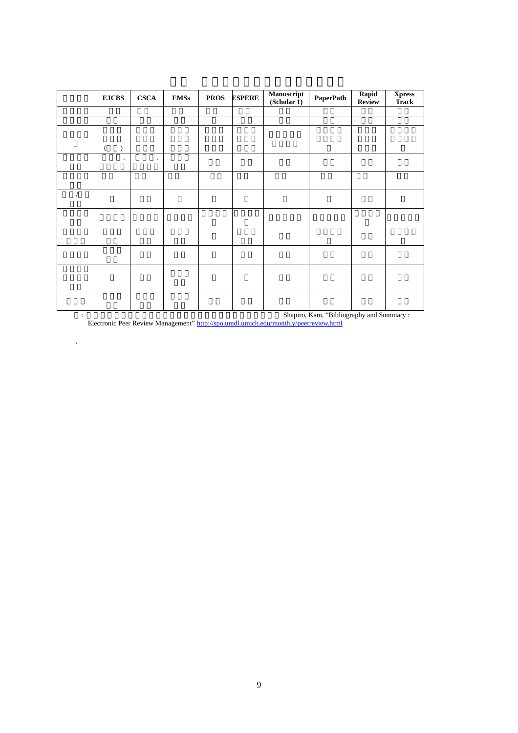| | EJCBS | CSCA | EMSs | PROS | ESPERE | Manuscript (Scholar 1) | PaperPath | Rapid Review | Xpress Track |
|---|---|---|---|---|---|---|---|---|---|
| | | | | | | | | | |
| | | | | | | | | | |
| | ( ) | | | | | | | | |
| | , | , | | | | | | | |
| | | | | | | | | | |
| / | | | | | | | | | |
| | | | | | | | | | |
| | | | | | | | | | |
| | | | | | | | | | |
| | | | | | | | | | |
| | | | | | | | | | |

: Shapiro, Kam, "Bibliography and Summary : Electronic Peer Review Management" http://spo.umdl.umich.edu/monthly/peerreview.html

.